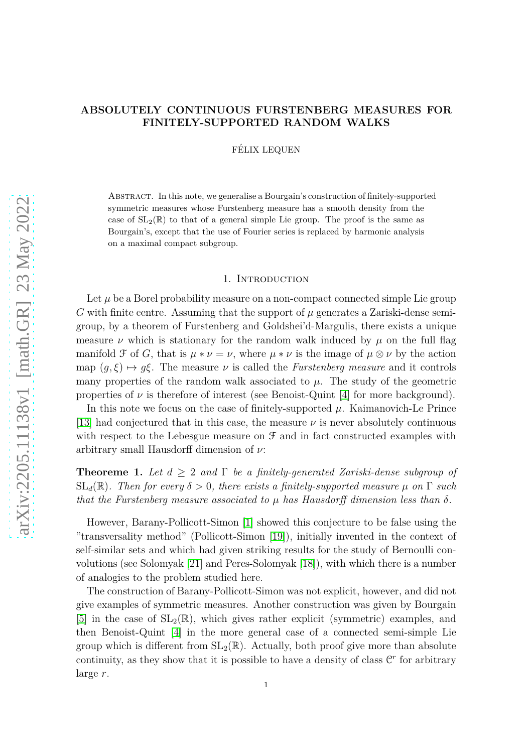# ABSOLUTELY CONTINUOUS FURSTENBERG MEASURES FOR FINITELY-SUPPORTED RANDOM WALKS

FÉLIX LEQUEN

Abstract. In this note, we generalise a Bourgain's construction of finitely-supported symmetric measures whose Furstenberg measure has a smooth density from the case of $\mathrm{SL}_2(\mathbb{R})$ to that of a general simple Lie group. The proof is the same as Bourgain's, except that the use of Fourier series is replaced by harmonic analysis on a maximal compact subgroup.

## 1. Introduction

Let $\mu$ be a Borel probability measure on a non-compact connected simple Lie group $G$ with finite centre. Assuming that the support of $\mu$ generates a Zariski-dense semi-group, by a theorem of Furstenberg and Goldshei'd-Margulis, there exists a unique measure $\nu$ which is stationary for the random walk induced by $\mu$ on the full flag manifold $\mathcal{F}$ of $G$, that is $\mu * \nu = \nu$, where $\mu * \nu$ is the image of $\mu \otimes \nu$ by the action map $(g, \xi) \mapsto g\xi$. The measure $\nu$ is called the *Furstenberg measure* and it controls many properties of the random walk associated to $\mu$. The study of the geometric properties of $\nu$ is therefore of interest (see Benoist-Quint [4] for more background).

In this note we focus on the case of finitely-supported $\mu$. Kaimanovich-Le Prince [13] had conjectured that in this case, the measure $\nu$ is never absolutely continuous with respect to the Lebesgue measure on $\mathcal{F}$ and in fact constructed examples with arbitrary small Hausdorff dimension of $\nu$:

**Theorem 1.** *Let $d \geq 2$ and $\Gamma$ be a finitely-generated Zariski-dense subgroup of $\mathrm{SL}_d(\mathbb{R})$. Then for every $\delta > 0$, there exists a finitely-supported measure $\mu$ on $\Gamma$ such that the Furstenberg measure associated to $\mu$ has Hausdorff dimension less than $\delta$.*

However, Barany-Pollicott-Simon [1] showed this conjecture to be false using the "transversality method" (Pollicott-Simon [19]), initially invented in the context of self-similar sets and which had given striking results for the study of Bernoulli convolutions (see Solomyak [21] and Peres-Solomyak [18]), with which there is a number of analogies to the problem studied here.

The construction of Barany-Pollicott-Simon was not explicit, however, and did not give examples of symmetric measures. Another construction was given by Bourgain [5] in the case of $\mathrm{SL}_2(\mathbb{R})$, which gives rather explicit (symmetric) examples, and then Benoist-Quint [4] in the more general case of a connected semi-simple Lie group which is different from $\mathrm{SL}_2(\mathbb{R})$. Actually, both proof give more than absolute continuity, as they show that it is possible to have a density of class $\mathcal{C}^r$ for arbitrary large $r$.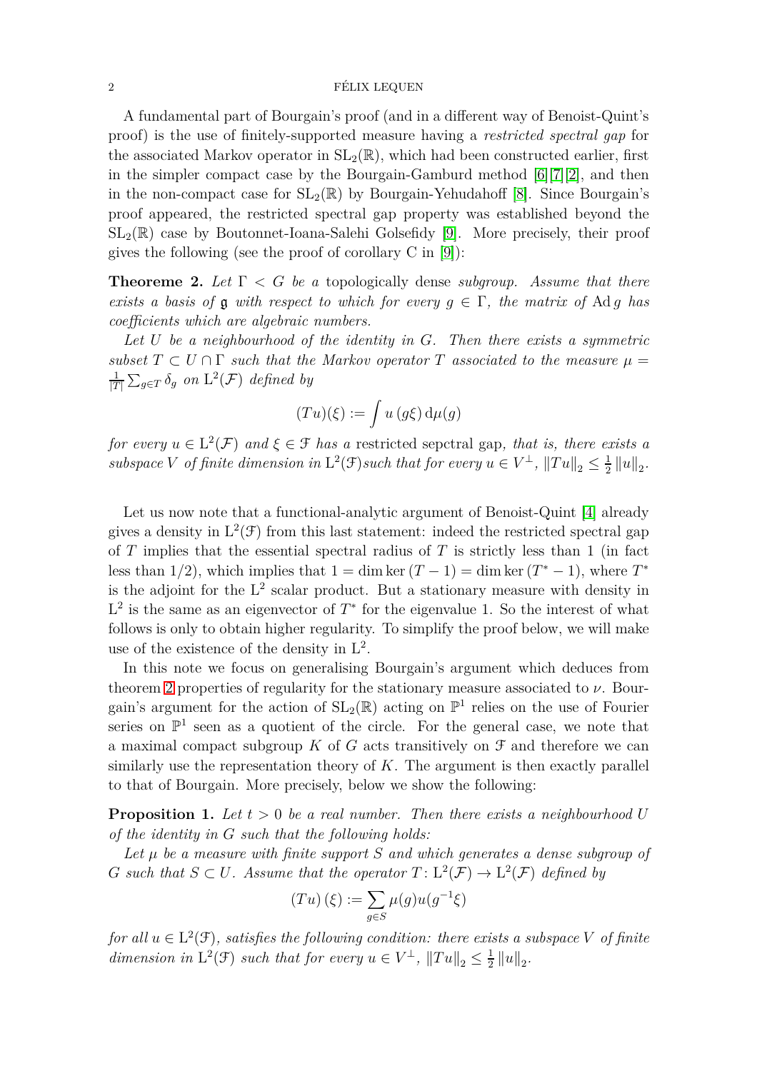A fundamental part of Bourgain's proof (and in a different way of Benoist-Quint's proof) is the use of finitely-supported measure having a *restricted spectral gap* for the associated Markov operator in $\mathrm{SL}_2(\mathbb{R})$, which had been constructed earlier, first in the simpler compact case by the Bourgain-Gamburd method [6][7][2], and then in the non-compact case for $\mathrm{SL}_2(\mathbb{R})$ by Bourgain-Yehudahoff [8]. Since Bourgain's proof appeared, the restricted spectral gap property was established beyond the $\mathrm{SL}_2(\mathbb{R})$ case by Boutonnet-Ioana-Salehi Golsefidy [9]. More precisely, their proof gives the following (see the proof of corollary C in [9]):

**Theoreme 2.** *Let $\Gamma < G$ be a* topologically dense *subgroup. Assume that there exists a basis of $\mathfrak{g}$ with respect to which for every $g \in \Gamma$, the matrix of $\mathrm{Ad}\, g$ has coefficients which are algebraic numbers.*

*Let $U$ be a neighbourhood of the identity in $G$. Then there exists a symmetric subset $T \subset U \cap \Gamma$ such that the Markov operator $T$ associated to the measure $\mu = \frac{1}{|T|}\sum_{g \in T} \delta_g$ on $\mathrm{L}^2(\mathcal{F})$ defined by*

$$(Tu)(\xi) := \int u\,(g\xi)\,\mathrm{d}\mu(g)$$

*for every $u \in \mathrm{L}^2(\mathcal{F})$ and $\xi \in \mathcal{F}$ has a* restricted sepctral gap*, that is, there exists a subspace $V$ of finite dimension in $\mathrm{L}^2(\mathcal{F})$such that for every $u \in V^{\perp}$, $\|Tu\|_2 \leq \frac{1}{2}\|u\|_2$.*

Let us now note that a functional-analytic argument of Benoist-Quint [4] already gives a density in $\mathrm{L}^2(\mathcal{F})$ from this last statement: indeed the restricted spectral gap of $T$ implies that the essential spectral radius of $T$ is strictly less than 1 (in fact less than $1/2$), which implies that $1 = \dim \ker (T-1) = \dim \ker (T^* - 1)$, where $T^*$ is the adjoint for the $\mathrm{L}^2$ scalar product. But a stationary measure with density in $\mathrm{L}^2$ is the same as an eigenvector of $T^*$ for the eigenvalue 1. So the interest of what follows is only to obtain higher regularity. To simplify the proof below, we will make use of the existence of the density in $\mathrm{L}^2$.

In this note we focus on generalising Bourgain's argument which deduces from theorem 2 properties of regularity for the stationary measure associated to $\nu$. Bourgain's argument for the action of $\mathrm{SL}_2(\mathbb{R})$ acting on $\mathbb{P}^1$ relies on the use of Fourier series on $\mathbb{P}^1$ seen as a quotient of the circle. For the general case, we note that a maximal compact subgroup $K$ of $G$ acts transitively on $\mathcal{F}$ and therefore we can similarly use the representation theory of $K$. The argument is then exactly parallel to that of Bourgain. More precisely, below we show the following:

**Proposition 1.** *Let $t > 0$ be a real number. Then there exists a neighbourhood $U$ of the identity in $G$ such that the following holds:*

*Let $\mu$ be a measure with finite support $S$ and which generates a dense subgroup of $G$ such that $S \subset U$. Assume that the operator $T\colon \mathrm{L}^2(\mathcal{F}) \to \mathrm{L}^2(\mathcal{F})$ defined by*

$$(Tu)\,(\xi) := \sum_{g \in S} \mu(g) u(g^{-1}\xi)$$

*for all $u \in \mathrm{L}^2(\mathcal{F})$, satisfies the following condition: there exists a subspace $V$ of finite dimension in $\mathrm{L}^2(\mathcal{F})$ such that for every $u \in V^{\perp}$, $\|Tu\|_2 \leq \frac{1}{2}\|u\|_2$.*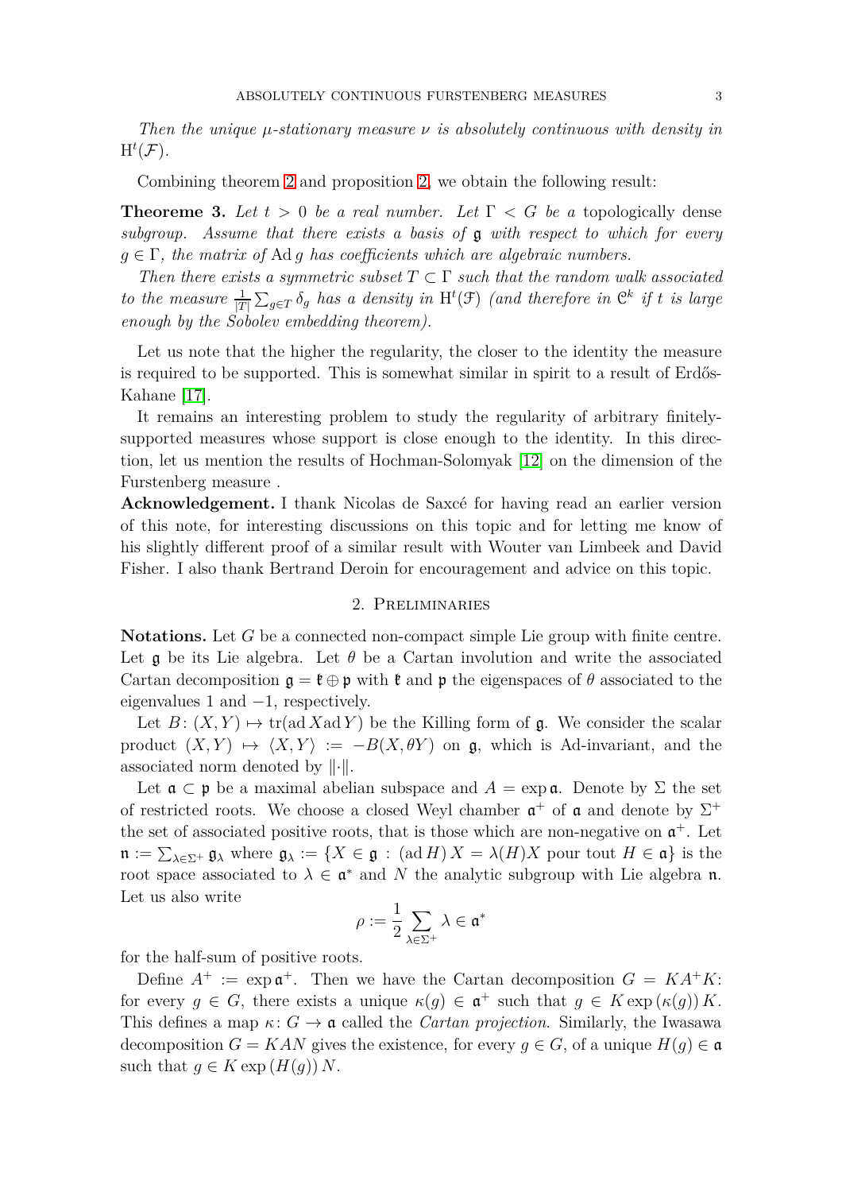*Then the unique $\mu$-stationary measure $\nu$ is absolutely continuous with density in $\mathrm{H}^t(\mathcal{F})$.*

Combining theorem 2 and proposition 2, we obtain the following result:

**Theoreme 3.** *Let $t > 0$ be a real number. Let $\Gamma < G$ be a* topologically dense *subgroup. Assume that there exists a basis of $\mathfrak{g}$ with respect to which for every $g \in \Gamma$, the matrix of $\operatorname{Ad} g$ has coefficients which are algebraic numbers.*

*Then there exists a symmetric subset $T \subset \Gamma$ such that the random walk associated to the measure $\frac{1}{|T|}\sum_{g \in T} \delta_g$ has a density in $\mathrm{H}^t(\mathcal{F})$ (and therefore in $\mathcal{C}^k$ if $t$ is large enough by the Sobolev embedding theorem).*

Let us note that the higher the regularity, the closer to the identity the measure is required to be supported. This is somewhat similar in spirit to a result of Erdős-Kahane [17].

It remains an interesting problem to study the regularity of arbitrary finitely-supported measures whose support is close enough to the identity. In this direction, let us mention the results of Hochman-Solomyak [12] on the dimension of the Furstenberg measure .

**Acknowledgement.** I thank Nicolas de Saxcé for having read an earlier version of this note, for interesting discussions on this topic and for letting me know of his slightly different proof of a similar result with Wouter van Limbeek and David Fisher. I also thank Bertrand Deroin for encouragement and advice on this topic.

## 2. Preliminaries

**Notations.** Let $G$ be a connected non-compact simple Lie group with finite centre. Let $\mathfrak{g}$ be its Lie algebra. Let $\theta$ be a Cartan involution and write the associated Cartan decomposition $\mathfrak{g} = \mathfrak{k} \oplus \mathfrak{p}$ with $\mathfrak{k}$ and $\mathfrak{p}$ the eigenspaces of $\theta$ associated to the eigenvalues $1$ and $-1$, respectively.

Let $B\colon (X,Y) \mapsto \operatorname{tr}(\operatorname{ad} X \operatorname{ad} Y)$ be the Killing form of $\mathfrak{g}$. We consider the scalar product $(X,Y) \mapsto \langle X, Y\rangle := -B(X, \theta Y)$ on $\mathfrak{g}$, which is Ad-invariant, and the associated norm denoted by $\|\cdot\|$.

Let $\mathfrak{a} \subset \mathfrak{p}$ be a maximal abelian subspace and $A = \exp \mathfrak{a}$. Denote by $\Sigma$ the set of restricted roots. We choose a closed Weyl chamber $\mathfrak{a}^+$ of $\mathfrak{a}$ and denote by $\Sigma^+$ the set of associated positive roots, that is those which are non-negative on $\mathfrak{a}^+$. Let $\mathfrak{n} := \sum_{\lambda \in \Sigma^+} \mathfrak{g}_\lambda$ where $\mathfrak{g}_\lambda := \{X \in \mathfrak{g} : (\operatorname{ad} H)\, X = \lambda(H) X \text{ pour tout } H \in \mathfrak{a}\}$ is the root space associated to $\lambda \in \mathfrak{a}^*$ and $N$ the analytic subgroup with Lie algebra $\mathfrak{n}$. Let us also write

$$\rho := \frac{1}{2} \sum_{\lambda \in \Sigma^+} \lambda \in \mathfrak{a}^*$$

for the half-sum of positive roots.

Define $A^+ := \exp \mathfrak{a}^+$. Then we have the Cartan decomposition $G = KA^+K$: for every $g \in G$, there exists a unique $\kappa(g) \in \mathfrak{a}^+$ such that $g \in K \exp(\kappa(g))\, K$. This defines a map $\kappa\colon G \to \mathfrak{a}$ called the *Cartan projection*. Similarly, the Iwasawa decomposition $G = KAN$ gives the existence, for every $g \in G$, of a unique $H(g) \in \mathfrak{a}$ such that $g \in K \exp(H(g))\, N$.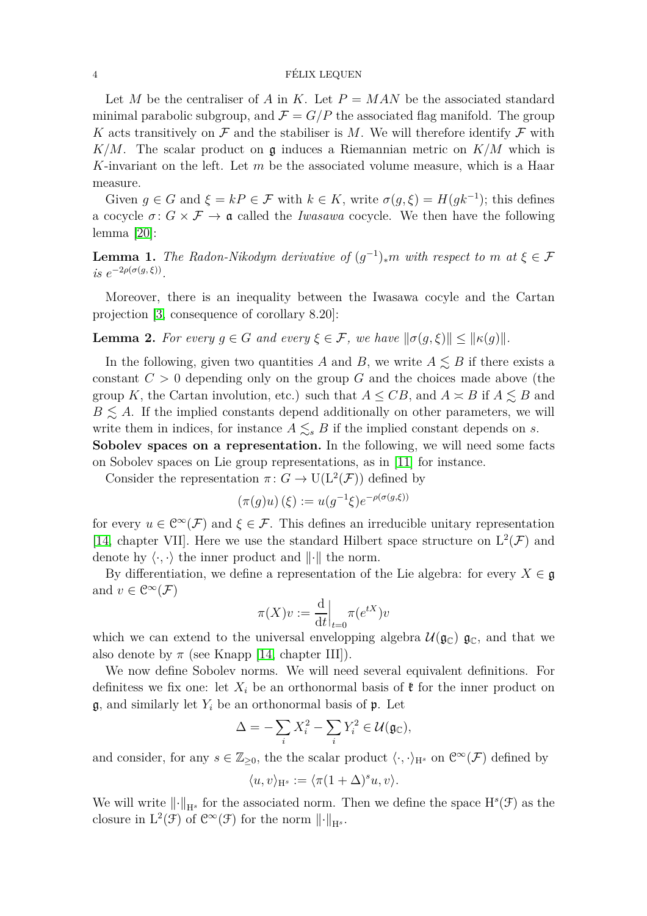Let $M$ be the centraliser of $A$ in $K$. Let $P = MAN$ be the associated standard minimal parabolic subgroup, and $\mathcal{F} = G/P$ the associated flag manifold. The group $K$ acts transitively on $\mathcal{F}$ and the stabiliser is $M$. We will therefore identify $\mathcal{F}$ with $K/M$. The scalar product on $\mathfrak{g}$ induces a Riemannian metric on $K/M$ which is $K$-invariant on the left. Let $m$ be the associated volume measure, which is a Haar measure.

Given $g \in G$ and $\xi = kP \in \mathcal{F}$ with $k \in K$, write $\sigma(g, \xi) = H(gk^{-1})$; this defines a cocycle $\sigma \colon G \times \mathcal{F} \to \mathfrak{a}$ called the *Iwasawa* cocycle. We then have the following lemma [20]:

**Lemma 1.** *The Radon-Nikodym derivative of $(g^{-1})_* m$ with respect to $m$ at $\xi \in \mathcal{F}$ is $e^{-2\rho(\sigma(g,\xi))}$.*

Moreover, there is an inequality between the Iwasawa cocyle and the Cartan projection [3, consequence of corollary 8.20]:

**Lemma 2.** *For every $g \in G$ and every $\xi \in \mathcal{F}$, we have $\|\sigma(g, \xi)\| \leq \|\kappa(g)\|$.*

In the following, given two quantities $A$ and $B$, we write $A \lesssim B$ if there exists a constant $C > 0$ depending only on the group $G$ and the choices made above (the group $K$, the Cartan involution, etc.) such that $A \leq CB$, and $A \asymp B$ if $A \lesssim B$ and $B \lesssim A$. If the implied constants depend additionally on other parameters, we will write them in indices, for instance $A \lesssim_s B$ if the implied constant depends on $s$.

**Sobolev spaces on a representation.** In the following, we will need some facts on Sobolev spaces on Lie group representations, as in [11] for instance.

Consider the representation $\pi \colon G \to \mathrm{U}(\mathrm{L}^2(\mathcal{F}))$ defined by

$$(\pi(g)u)(\xi) := u(g^{-1}\xi)e^{-\rho(\sigma(g,\xi))}$$

for every $u \in \mathcal{C}^\infty(\mathcal{F})$ and $\xi \in \mathcal{F}$. This defines an irreducible unitary representation [14, chapter VII]. Here we use the standard Hilbert space structure on $\mathrm{L}^2(\mathcal{F})$ and denote hy $\langle \cdot, \cdot \rangle$ the inner product and $\|\cdot\|$ the norm.

By differentiation, we define a representation of the Lie algebra: for every $X \in \mathfrak{g}$ and $v \in \mathcal{C}^\infty(\mathcal{F})$

$$\pi(X)v := \left.\frac{\mathrm{d}}{\mathrm{d}t}\right|_{t=0} \pi(e^{tX})v$$

which we can extend to the universal envelopping algebra $\mathcal{U}(\mathfrak{g}_\mathbb{C})$ $\mathfrak{g}_\mathbb{C}$, and that we also denote by $\pi$ (see Knapp [14, chapter III]).

We now define Sobolev norms. We will need several equivalent definitions. For definitess we fix one: let $X_i$ be an orthonormal basis of $\mathfrak{k}$ for the inner product on $\mathfrak{g}$, and similarly let $Y_i$ be an orthonormal basis of $\mathfrak{p}$. Let

$$\Delta = -\sum_i X_i^2 - \sum_i Y_i^2 \in \mathcal{U}(\mathfrak{g}_\mathbb{C}),$$

and consider, for any $s \in \mathbb{Z}_{\geq 0}$, the the scalar product $\langle \cdot, \cdot \rangle_{\mathrm{H}^s}$ on $\mathcal{C}^\infty(\mathcal{F})$ defined by

$$\langle u, v \rangle_{\mathrm{H}^s} := \langle \pi(1 + \Delta)^s u, v \rangle.$$

We will write $\|\cdot\|_{\mathrm{H}^s}$ for the associated norm. Then we define the space $\mathrm{H}^s(\mathcal{F})$ as the closure in $\mathrm{L}^2(\mathcal{F})$ of $\mathcal{C}^\infty(\mathcal{F})$ for the norm $\|\cdot\|_{\mathrm{H}^s}$.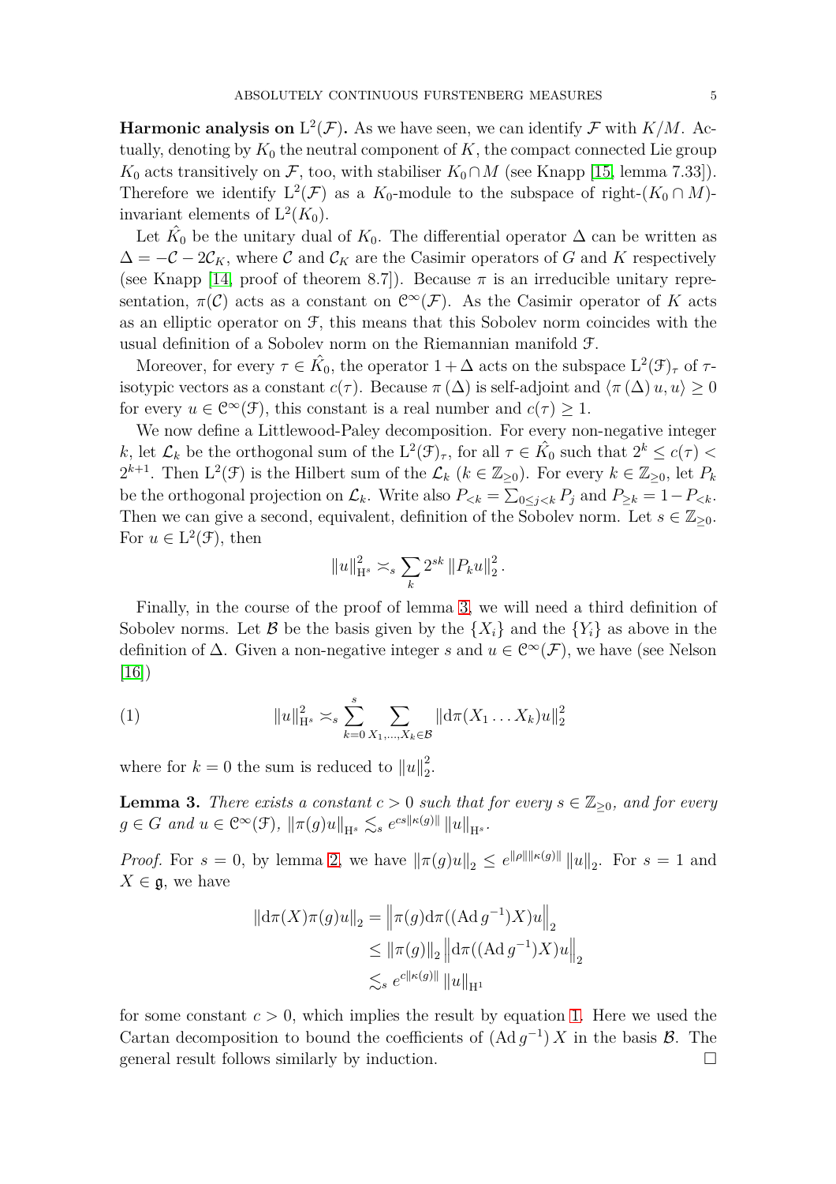**Harmonic analysis on $\mathrm{L}^2(\mathcal{F})$.** As we have seen, we can identify $\mathcal{F}$ with $K/M$. Actually, denoting by $K_0$ the neutral component of $K$, the compact connected Lie group $K_0$ acts transitively on $\mathcal{F}$, too, with stabiliser $K_0 \cap M$ (see Knapp [15, lemma 7.33]). Therefore we identify $\mathrm{L}^2(\mathcal{F})$ as a $K_0$-module to the subspace of right-$(K_0 \cap M)$-invariant elements of $\mathrm{L}^2(K_0)$.

Let $\hat{K_0}$ be the unitary dual of $K_0$. The differential operator $\Delta$ can be written as $\Delta = -\mathcal{C} - 2\mathcal{C}_K$, where $\mathcal{C}$ and $\mathcal{C}_K$ are the Casimir operators of $G$ and $K$ respectively (see Knapp [14, proof of theorem 8.7]). Because $\pi$ is an irreducible unitary representation, $\pi(\mathcal{C})$ acts as a constant on $\mathcal{C}^\infty(\mathcal{F})$. As the Casimir operator of $K$ acts as an elliptic operator on $\mathcal{F}$, this means that this Sobolev norm coincides with the usual definition of a Sobolev norm on the Riemannian manifold $\mathcal{F}$.

Moreover, for every $\tau \in \hat{K_0}$, the operator $1 + \Delta$ acts on the subspace $\mathrm{L}^2(\mathcal{F})_\tau$ of $\tau$-isotypic vectors as a constant $c(\tau)$. Because $\pi(\Delta)$ is self-adjoint and $\langle \pi(\Delta) u, u\rangle \geq 0$ for every $u \in \mathcal{C}^\infty(\mathcal{F})$, this constant is a real number and $c(\tau) \geq 1$.

We now define a Littlewood-Paley decomposition. For every non-negative integer $k$, let $\mathcal{L}_k$ be the orthogonal sum of the $\mathrm{L}^2(\mathcal{F})_\tau$, for all $\tau \in \hat{K_0}$ such that $2^k \leq c(\tau) < 2^{k+1}$. Then $\mathrm{L}^2(\mathcal{F})$ is the Hilbert sum of the $\mathcal{L}_k$ ($k \in \mathbb{Z}_{\geq 0}$). For every $k \in \mathbb{Z}_{\geq 0}$, let $P_k$ be the orthogonal projection on $\mathcal{L}_k$. Write also $P_{<k} = \sum_{0 \leq j < k} P_j$ and $P_{\geq k} = 1 - P_{<k}$. Then we can give a second, equivalent, definition of the Sobolev norm. Let $s \in \mathbb{Z}_{\geq 0}$. For $u \in \mathrm{L}^2(\mathcal{F})$, then

$$\|u\|_{\mathrm{H}^s}^2 \asymp_s \sum_k 2^{sk} \|P_k u\|_2^2 .$$

Finally, in the course of the proof of lemma 3, we will need a third definition of Sobolev norms. Let $\mathcal{B}$ be the basis given by the $\{X_i\}$ and the $\{Y_i\}$ as above in the definition of $\Delta$. Given a non-negative integer $s$ and $u \in \mathcal{C}^\infty(\mathcal{F})$, we have (see Nelson [16])

$$\|u\|_{\mathrm{H}^s}^2 \asymp_s \sum_{k=0}^{s} \sum_{X_1,\ldots,X_k \in \mathcal{B}} \|\mathrm{d}\pi(X_1 \ldots X_k) u\|_2^2 \tag{1}$$

where for $k = 0$ the sum is reduced to $\|u\|_2^2$.

**Lemma 3.** *There exists a constant $c > 0$ such that for every $s \in \mathbb{Z}_{\geq 0}$, and for every $g \in G$ and $u \in \mathcal{C}^\infty(\mathcal{F})$, $\|\pi(g)u\|_{\mathrm{H}^s} \lesssim_s e^{cs\|\kappa(g)\|} \|u\|_{\mathrm{H}^s}$.*

*Proof.* For $s = 0$, by lemma 2, we have $\|\pi(g)u\|_2 \leq e^{\|\rho\|\|\kappa(g)\|} \|u\|_2$. For $s = 1$ and $X \in \mathfrak{g}$, we have

$$\begin{aligned}
\|\mathrm{d}\pi(X)\pi(g)u\|_2 &= \left\|\pi(g)\mathrm{d}\pi((\mathrm{Ad}\, g^{-1})X)u\right\|_2 \\
&\leq \|\pi(g)\|_2 \left\|\mathrm{d}\pi((\mathrm{Ad}\, g^{-1})X)u\right\|_2 \\
&\lesssim_s e^{c\|\kappa(g)\|} \|u\|_{\mathrm{H}^1}
\end{aligned}$$

for some constant $c > 0$, which implies the result by equation 1. Here we used the Cartan decomposition to bound the coefficients of $(\mathrm{Ad}\, g^{-1})\, X$ in the basis $\mathcal{B}$. The general result follows similarly by induction. $\square$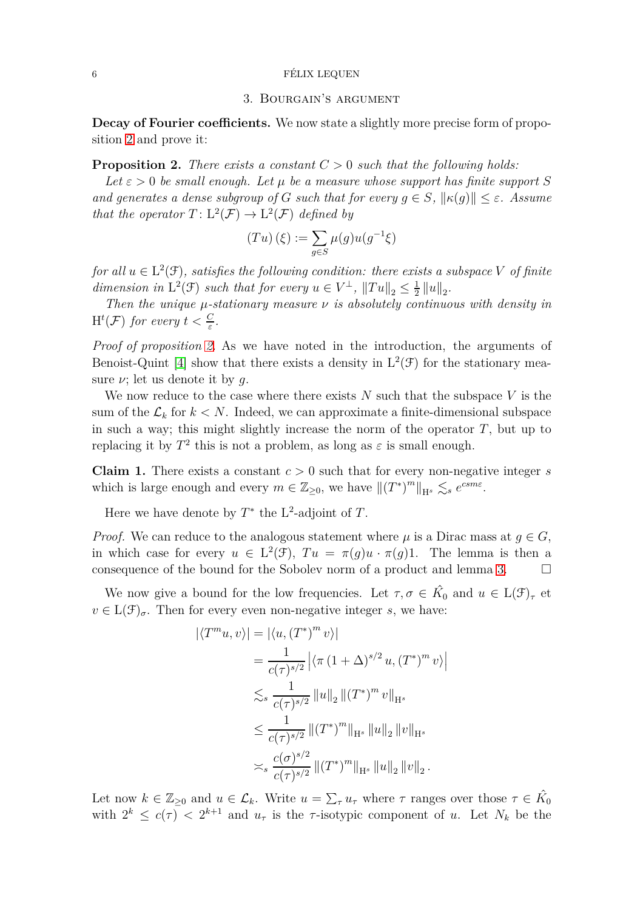## 3. Bourgain's argument

**Decay of Fourier coefficients.** We now state a slightly more precise form of proposition 2 and prove it:

**Proposition 2.** *There exists a constant $C > 0$ such that the following holds:*

*Let $\varepsilon > 0$ be small enough. Let $\mu$ be a measure whose support has finite support $S$ and generates a dense subgroup of $G$ such that for every $g \in S$, $\|\kappa(g)\| \leq \varepsilon$. Assume that the operator $T \colon \mathrm{L}^2(\mathcal{F}) \to \mathrm{L}^2(\mathcal{F})$ defined by*

$$(Tu)(\xi) := \sum_{g \in S} \mu(g) u(g^{-1}\xi)$$

*for all $u \in \mathrm{L}^2(\mathcal{F})$, satisfies the following condition: there exists a subspace $V$ of finite dimension in $\mathrm{L}^2(\mathcal{F})$ such that for every $u \in V^\perp$, $\|Tu\|_2 \leq \frac{1}{2}\|u\|_2$.*

*Then the unique $\mu$-stationary measure $\nu$ is absolutely continuous with density in $\mathrm{H}^t(\mathcal{F})$ for every $t < \frac{C}{\varepsilon}$.*

*Proof of proposition 2.* As we have noted in the introduction, the arguments of Benoist-Quint [4] show that there exists a density in $\mathrm{L}^2(\mathcal{F})$ for the stationary measure $\nu$; let us denote it by $g$.

We now reduce to the case where there exists $N$ such that the subspace $V$ is the sum of the $\mathcal{L}_k$ for $k < N$. Indeed, we can approximate a finite-dimensional subspace in such a way; this might slightly increase the norm of the operator $T$, but up to replacing it by $T^2$ this is not a problem, as long as $\varepsilon$ is small enough.

**Claim 1.** There exists a constant $c > 0$ such that for every non-negative integer $s$ which is large enough and every $m \in \mathbb{Z}_{\geq 0}$, we have $\|(T^*)^m\|_{\mathrm{H}^s} \lesssim_s e^{csm\varepsilon}$.

Here we have denote by $T^*$ the $\mathrm{L}^2$-adjoint of $T$.

*Proof.* We can reduce to the analogous statement where $\mu$ is a Dirac mass at $g \in G$, in which case for every $u \in \mathrm{L}^2(\mathcal{F})$, $Tu = \pi(g)u \cdot \pi(g)1$. The lemma is then a consequence of the bound for the Sobolev norm of a product and lemma 3. □

We now give a bound for the low frequencies. Let $\tau, \sigma \in \hat{K}_0$ and $u \in \mathrm{L}(\mathcal{F})_\tau$ et $v \in \mathrm{L}(\mathcal{F})_\sigma$. Then for every even non-negative integer $s$, we have:

$$\begin{aligned}
|\langle T^m u, v\rangle| &= |\langle u, (T^*)^m v\rangle| \\
&= \frac{1}{c(\tau)^{s/2}} \left|\langle \pi (1+\Delta)^{s/2} u, (T^*)^m v\rangle\right| \\
&\lesssim_s \frac{1}{c(\tau)^{s/2}} \|u\|_2 \|(T^*)^m v\|_{\mathrm{H}^s} \\
&\leq \frac{1}{c(\tau)^{s/2}} \|(T^*)^m\|_{\mathrm{H}^s} \|u\|_2 \|v\|_{\mathrm{H}^s} \\
&\asymp_s \frac{c(\sigma)^{s/2}}{c(\tau)^{s/2}} \|(T^*)^m\|_{\mathrm{H}^s} \|u\|_2 \|v\|_2 .
\end{aligned}$$

Let now $k \in \mathbb{Z}_{\geq 0}$ and $u \in \mathcal{L}_k$. Write $u = \sum_\tau u_\tau$ where $\tau$ ranges over those $\tau \in \hat{K}_0$ with $2^k \leq c(\tau) < 2^{k+1}$ and $u_\tau$ is the $\tau$-isotypic component of $u$. Let $N_k$ be the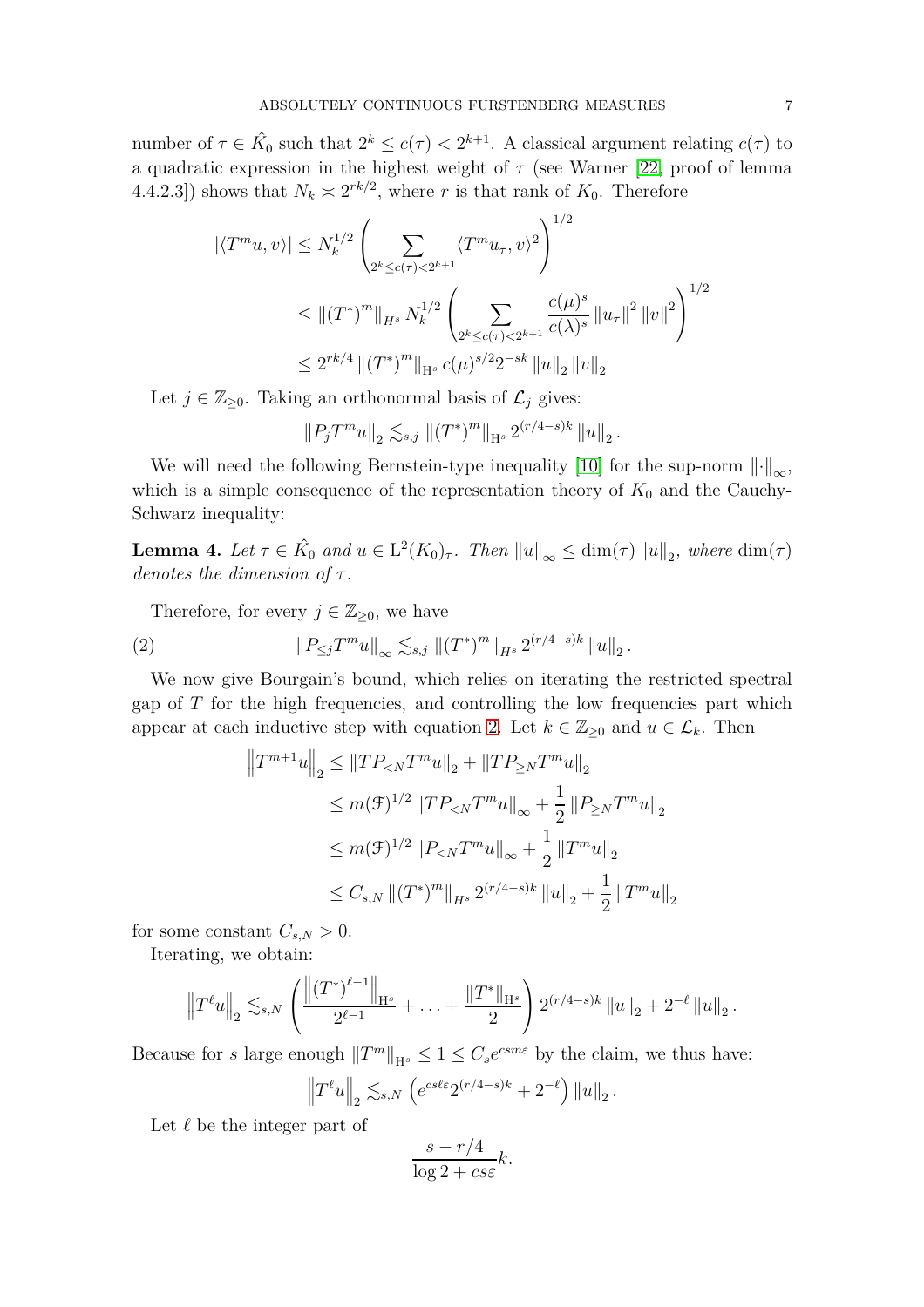number of $\tau \in \hat{K_0}$ such that $2^k \leq c(\tau) < 2^{k+1}$. A classical argument relating $c(\tau)$ to a quadratic expression in the highest weight of $\tau$ (see Warner [22, proof of lemma 4.4.2.3]) shows that $N_k \asymp 2^{rk/2}$, where $r$ is that rank of $K_0$. Therefore

$$
\begin{aligned}
|\langle T^m u, v\rangle| &\leq N_k^{1/2} \left( \sum_{2^k \leq c(\tau) < 2^{k+1}} \langle T^m u_\tau, v\rangle^2 \right)^{1/2} \\
&\leq \|(T^*)^m\|_{H^s} N_k^{1/2} \left( \sum_{2^k \leq c(\tau) < 2^{k+1}} \frac{c(\mu)^s}{c(\lambda)^s} \|u_\tau\|^2 \|v\|^2 \right)^{1/2} \\
&\leq 2^{rk/4} \|(T^*)^m\|_{\mathrm{H}^s} c(\mu)^{s/2} 2^{-sk} \|u\|_2 \|v\|_2
\end{aligned}
$$

Let $j \in \mathbb{Z}_{\geq 0}$. Taking an orthonormal basis of $\mathcal{L}_j$ gives:

$$
\|P_j T^m u\|_2 \lesssim_{s,j} \|(T^*)^m\|_{\mathrm{H}^s} 2^{(r/4-s)k} \|u\|_2 .
$$

We will need the following Bernstein-type inequality [10] for the sup-norm $\|\cdot\|_\infty$, which is a simple consequence of the representation theory of $K_0$ and the Cauchy-Schwarz inequality:

**Lemma 4.** *Let $\tau \in \hat{K_0}$ and $u \in \mathrm{L}^2(K_0)_\tau$. Then $\|u\|_\infty \leq \dim(\tau) \|u\|_2$, where $\dim(\tau)$ denotes the dimension of $\tau$.*

Therefore, for every $j \in \mathbb{Z}_{\geq 0}$, we have

$$
\|P_{\leq j} T^m u\|_\infty \lesssim_{s,j} \|(T^*)^m\|_{H^s} 2^{(r/4-s)k} \|u\|_2 . \tag{2}
$$

We now give Bourgain's bound, which relies on iterating the restricted spectral gap of $T$ for the high frequencies, and controlling the low frequencies part which appear at each inductive step with equation 2. Let $k \in \mathbb{Z}_{\geq 0}$ and $u \in \mathcal{L}_k$. Then

$$
\begin{aligned}
\left\|T^{m+1} u\right\|_2 &\leq \|T P_{<N} T^m u\|_2 + \|T P_{\geq N} T^m u\|_2 \\
&\leq m(\mathfrak{F})^{1/2} \|T P_{<N} T^m u\|_\infty + \frac{1}{2} \|P_{\geq N} T^m u\|_2 \\
&\leq m(\mathfrak{F})^{1/2} \|P_{<N} T^m u\|_\infty + \frac{1}{2} \|T^m u\|_2 \\
&\leq C_{s,N} \|(T^*)^m\|_{H^s} 2^{(r/4-s)k} \|u\|_2 + \frac{1}{2} \|T^m u\|_2
\end{aligned}
$$

for some constant $C_{s,N} > 0$.

Iterating, we obtain:

$$
\left\|T^\ell u\right\|_2 \lesssim_{s,N} \left( \frac{\left\|(T^*)^{\ell-1}\right\|_{\mathrm{H}^s}}{2^{\ell-1}} + \ldots + \frac{\|T^*\|_{\mathrm{H}^s}}{2} \right) 2^{(r/4-s)k} \|u\|_2 + 2^{-\ell} \|u\|_2 .
$$

Because for $s$ large enough $\|T^m\|_{\mathrm{H}^s} \leq 1 \leq C_s e^{csm\varepsilon}$ by the claim, we thus have:

$$
\left\|T^\ell u\right\|_2 \lesssim_{s,N} \left( e^{cs\ell\varepsilon} 2^{(r/4-s)k} + 2^{-\ell} \right) \|u\|_2 .
$$

Let $\ell$ be the integer part of

$$
\frac{s - r/4}{\log 2 + cs\varepsilon} k.
$$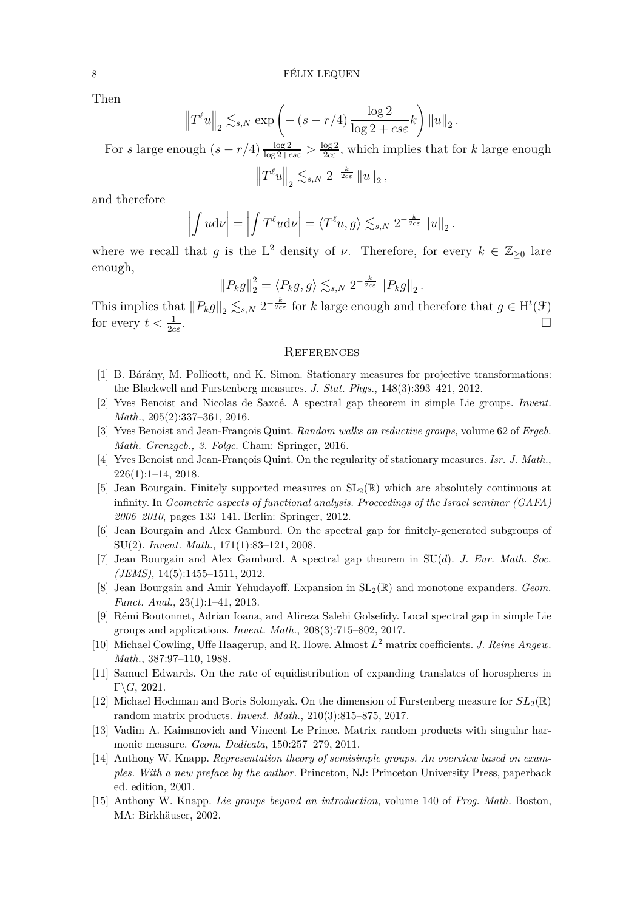Then

$$\left\|T^{\ell}u\right\|_{2} \lesssim_{s,N} \exp\left(-\left(s-r/4\right)\frac{\log 2}{\log 2+cs\varepsilon}k\right)\left\|u\right\|_{2}.$$

For $s$ large enough $(s-r/4)\frac{\log 2}{\log 2+cs\varepsilon} > \frac{\log 2}{2c\varepsilon}$, which implies that for $k$ large enough

$$\left\|T^{\ell}u\right\|_{2} \lesssim_{s,N} 2^{-\frac{k}{2c\varepsilon}}\left\|u\right\|_{2},$$

and therefore

$$\left|\int u\mathrm{d}\nu\right| = \left|\int T^{\ell}u\mathrm{d}\nu\right| = \langle T^{\ell}u, g\rangle \lesssim_{s,N} 2^{-\frac{k}{2c\varepsilon}}\left\|u\right\|_{2}.$$

where we recall that $g$ is the $\mathrm{L}^2$ density of $\nu$. Therefore, for every $k \in \mathbb{Z}_{\geq 0}$ lare enough,

$$\left\|P_k g\right\|_2^2 = \langle P_k g, g\rangle \lesssim_{s,N} 2^{-\frac{k}{2c\varepsilon}}\left\|P_k g\right\|_2.$$

This implies that $\left\|P_k g\right\|_2 \lesssim_{s,N} 2^{-\frac{k}{2c\varepsilon}}$ for $k$ large enough and therefore that $g \in \mathrm{H}^t(\mathcal{F})$ for every $t < \frac{1}{2c\varepsilon}$. □

## References

[1] B. Bárány, M. Pollicott, and K. Simon. Stationary measures for projective transformations: the Blackwell and Furstenberg measures. *J. Stat. Phys.*, 148(3):393–421, 2012.

[2] Yves Benoist and Nicolas de Saxcé. A spectral gap theorem in simple Lie groups. *Invent. Math.*, 205(2):337–361, 2016.

[3] Yves Benoist and Jean-François Quint. *Random walks on reductive groups*, volume 62 of *Ergeb. Math. Grenzgeb., 3. Folge.* Cham: Springer, 2016.

[4] Yves Benoist and Jean-François Quint. On the regularity of stationary measures. *Isr. J. Math.*, 226(1):1–14, 2018.

[5] Jean Bourgain. Finitely supported measures on $\mathrm{SL}_2(\mathbb{R})$ which are absolutely continuous at infinity. In *Geometric aspects of functional analysis. Proceedings of the Israel seminar (GAFA) 2006–2010*, pages 133–141. Berlin: Springer, 2012.

[6] Jean Bourgain and Alex Gamburd. On the spectral gap for finitely-generated subgroups of SU(2). *Invent. Math.*, 171(1):83–121, 2008.

[7] Jean Bourgain and Alex Gamburd. A spectral gap theorem in $\mathrm{SU}(d)$. *J. Eur. Math. Soc. (JEMS)*, 14(5):1455–1511, 2012.

[8] Jean Bourgain and Amir Yehudayoff. Expansion in $\mathrm{SL}_2(\mathbb{R})$ and monotone expanders. *Geom. Funct. Anal.*, 23(1):1–41, 2013.

[9] Rémi Boutonnet, Adrian Ioana, and Alireza Salehi Golsefidy. Local spectral gap in simple Lie groups and applications. *Invent. Math.*, 208(3):715–802, 2017.

[10] Michael Cowling, Uffe Haagerup, and R. Howe. Almost $L^2$ matrix coefficients. *J. Reine Angew. Math.*, 387:97–110, 1988.

[11] Samuel Edwards. On the rate of equidistribution of expanding translates of horospheres in $\Gamma\backslash G$, 2021.

[12] Michael Hochman and Boris Solomyak. On the dimension of Furstenberg measure for $SL_2(\mathbb{R})$ random matrix products. *Invent. Math.*, 210(3):815–875, 2017.

[13] Vadim A. Kaimanovich and Vincent Le Prince. Matrix random products with singular harmonic measure. *Geom. Dedicata*, 150:257–279, 2011.

[14] Anthony W. Knapp. *Representation theory of semisimple groups. An overview based on examples. With a new preface by the author.* Princeton, NJ: Princeton University Press, paperback ed. edition, 2001.

[15] Anthony W. Knapp. *Lie groups beyond an introduction*, volume 140 of *Prog. Math.* Boston, MA: Birkhäuser, 2002.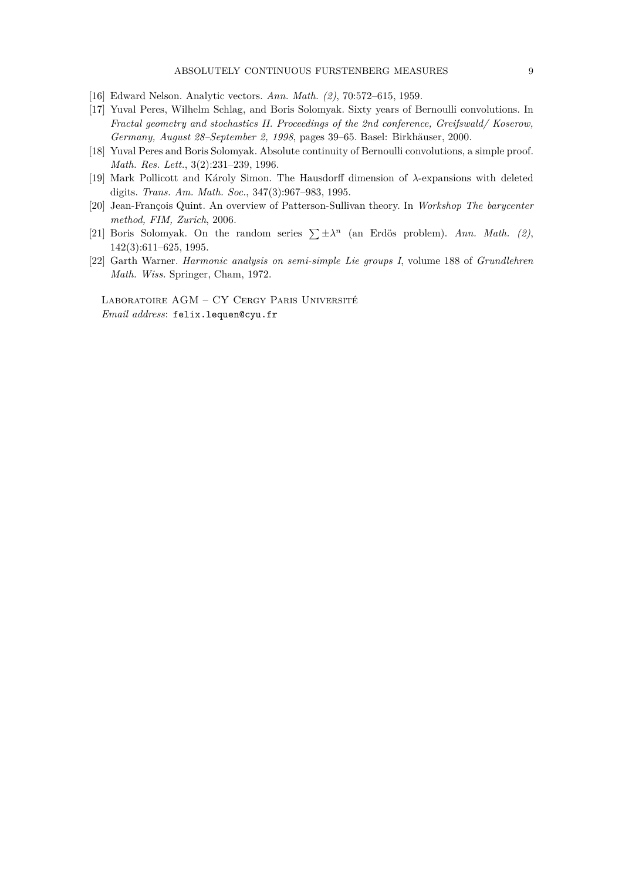[16] Edward Nelson. Analytic vectors. *Ann. Math. (2)*, 70:572–615, 1959.

[17] Yuval Peres, Wilhelm Schlag, and Boris Solomyak. Sixty years of Bernoulli convolutions. In *Fractal geometry and stochastics II. Proceedings of the 2nd conference, Greifswald/ Koserow, Germany, August 28–September 2, 1998*, pages 39–65. Basel: Birkhäuser, 2000.

[18] Yuval Peres and Boris Solomyak. Absolute continuity of Bernoulli convolutions, a simple proof. *Math. Res. Lett.*, 3(2):231–239, 1996.

[19] Mark Pollicott and Károly Simon. The Hausdorff dimension of $\lambda$-expansions with deleted digits. *Trans. Am. Math. Soc.*, 347(3):967–983, 1995.

[20] Jean-François Quint. An overview of Patterson-Sullivan theory. In *Workshop The barycenter method, FIM, Zurich*, 2006.

[21] Boris Solomyak. On the random series $\sum \pm\lambda^n$ (an Erdös problem). *Ann. Math. (2)*, 142(3):611–625, 1995.

[22] Garth Warner. *Harmonic analysis on semi-simple Lie groups I*, volume 188 of *Grundlehren Math. Wiss.* Springer, Cham, 1972.

Laboratoire AGM – CY Cergy Paris Université
*Email address*: felix.lequen@cyu.fr